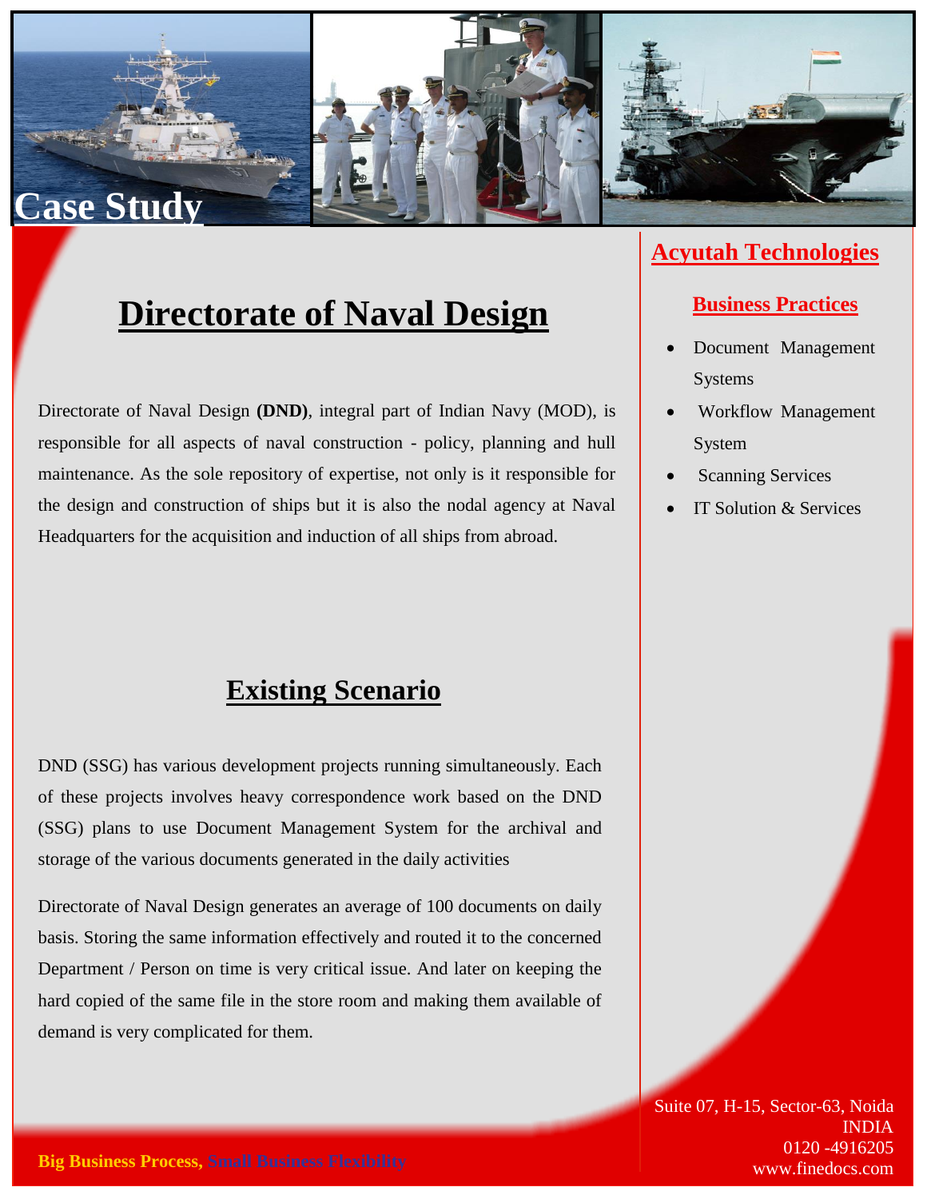Case Study

# Directorate of Naval Design

Directorate of Naval Design **(DND)**, integral part of Indian Navy (MOD), is responsible for all aspects of naval construction - policy, planning and hull maintenance. As the sole repository of expertise, not only is it responsible for the design and construction of ships but it is also the nodal agency at Naval Headquarters for the acquisition and induction of all ships from abroad.

## Existing Scenario

DND (SSG) has various development projects running simultaneously. Each of these projects involves heavy correspondence work based on the DND (SSG) plans to use Document Management System for the archival and storage of the various documents generated in the daily activities

Directorate of Naval Design generates an average of 100 documents on daily basis. Storing the same information effectively and routed it to the concerned Department / Person on time is very critical issue. And later on keeping the hard copied of the same file in the store room and making them available of demand is very complicated for them.

## Acyutah Technologies

### Business Practices

- Document Management Systems
- Workflow Management System
- Scanning Services
- IT Solution & Services

**Big Business Process, Small Business Flexibility**

Suite 07, H-15, Sector-63, Noida
INDIA
0120 -4916205
www.finedocs.com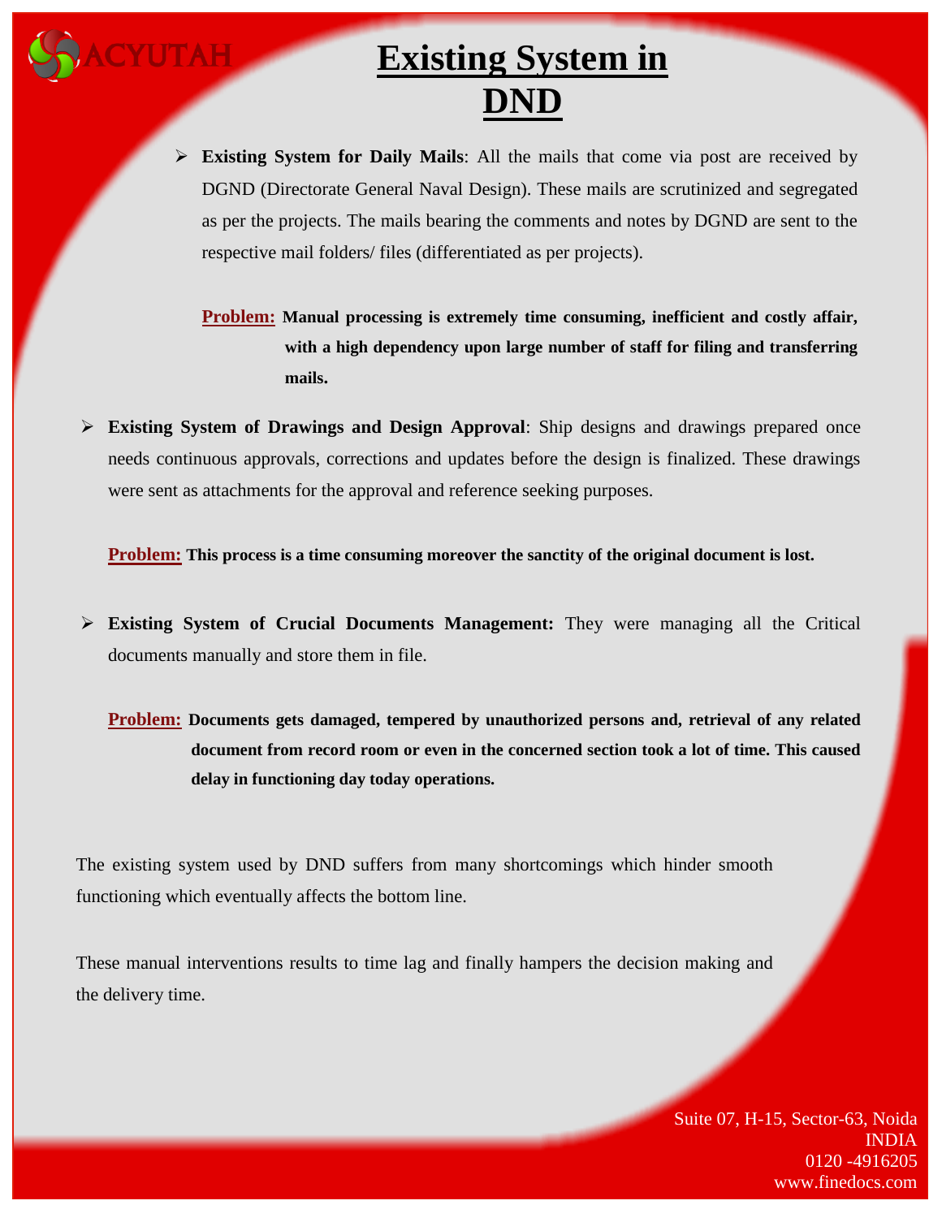# Existing System in DND

- **Existing System for Daily Mails**: All the mails that come via post are received by DGND (Directorate General Naval Design). These mails are scrutinized and segregated as per the projects. The mails bearing the comments and notes by DGND are sent to the respective mail folders/ files (differentiated as per projects).

  **Problem:** **Manual processing is extremely time consuming, inefficient and costly affair, with a high dependency upon large number of staff for filing and transferring mails.**

- **Existing System of Drawings and Design Approval**: Ship designs and drawings prepared once needs continuous approvals, corrections and updates before the design is finalized. These drawings were sent as attachments for the approval and reference seeking purposes.

  **Problem:** **This process is a time consuming moreover the sanctity of the original document is lost.**

- **Existing System of Crucial Documents Management:** They were managing all the Critical documents manually and store them in file.

  **Problem:** **Documents gets damaged, tempered by unauthorized persons and, retrieval of any related document from record room or even in the concerned section took a lot of time. This caused delay in functioning day today operations.**

The existing system used by DND suffers from many shortcomings which hinder smooth functioning which eventually affects the bottom line.

These manual interventions results to time lag and finally hampers the decision making and the delivery time.

Suite 07, H-15, Sector-63, Noida
INDIA
0120 -4916205
www.finedocs.com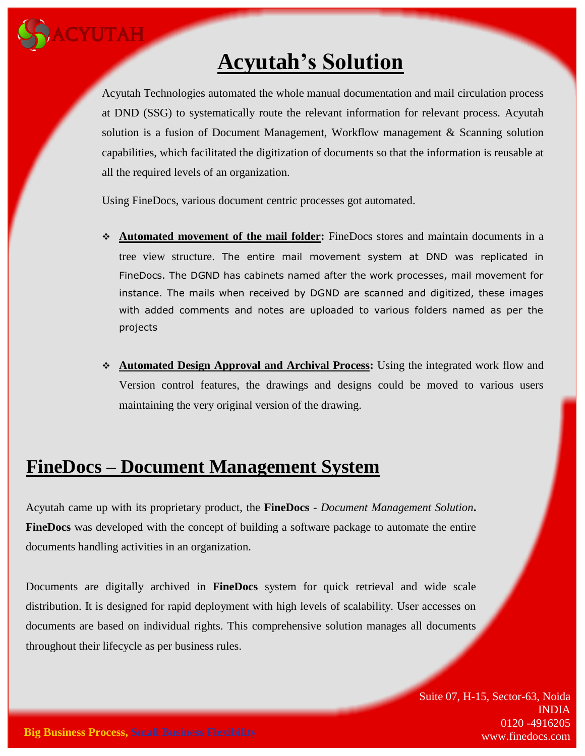# Acyutah's Solution

Acyutah Technologies automated the whole manual documentation and mail circulation process at DND (SSG) to systematically route the relevant information for relevant process. Acyutah solution is a fusion of Document Management, Workflow management & Scanning solution capabilities, which facilitated the digitization of documents so that the information is reusable at all the required levels of an organization.

Using FineDocs, various document centric processes got automated.

- **Automated movement of the mail folder:** FineDocs stores and maintain documents in a tree view structure. The entire mail movement system at DND was replicated in FineDocs. The DGND has cabinets named after the work processes, mail movement for instance. The mails when received by DGND are scanned and digitized, these images with added comments and notes are uploaded to various folders named as per the projects

- **Automated Design Approval and Archival Process:** Using the integrated work flow and Version control features, the drawings and designs could be moved to various users maintaining the very original version of the drawing.

# FineDocs – Document Management System

Acyutah came up with its proprietary product, the **FineDocs** - *Document Management Solution*. **FineDocs** was developed with the concept of building a software package to automate the entire documents handling activities in an organization.

Documents are digitally archived in **FineDocs** system for quick retrieval and wide scale distribution. It is designed for rapid deployment with high levels of scalability. User accesses on documents are based on individual rights. This comprehensive solution manages all documents throughout their lifecycle as per business rules.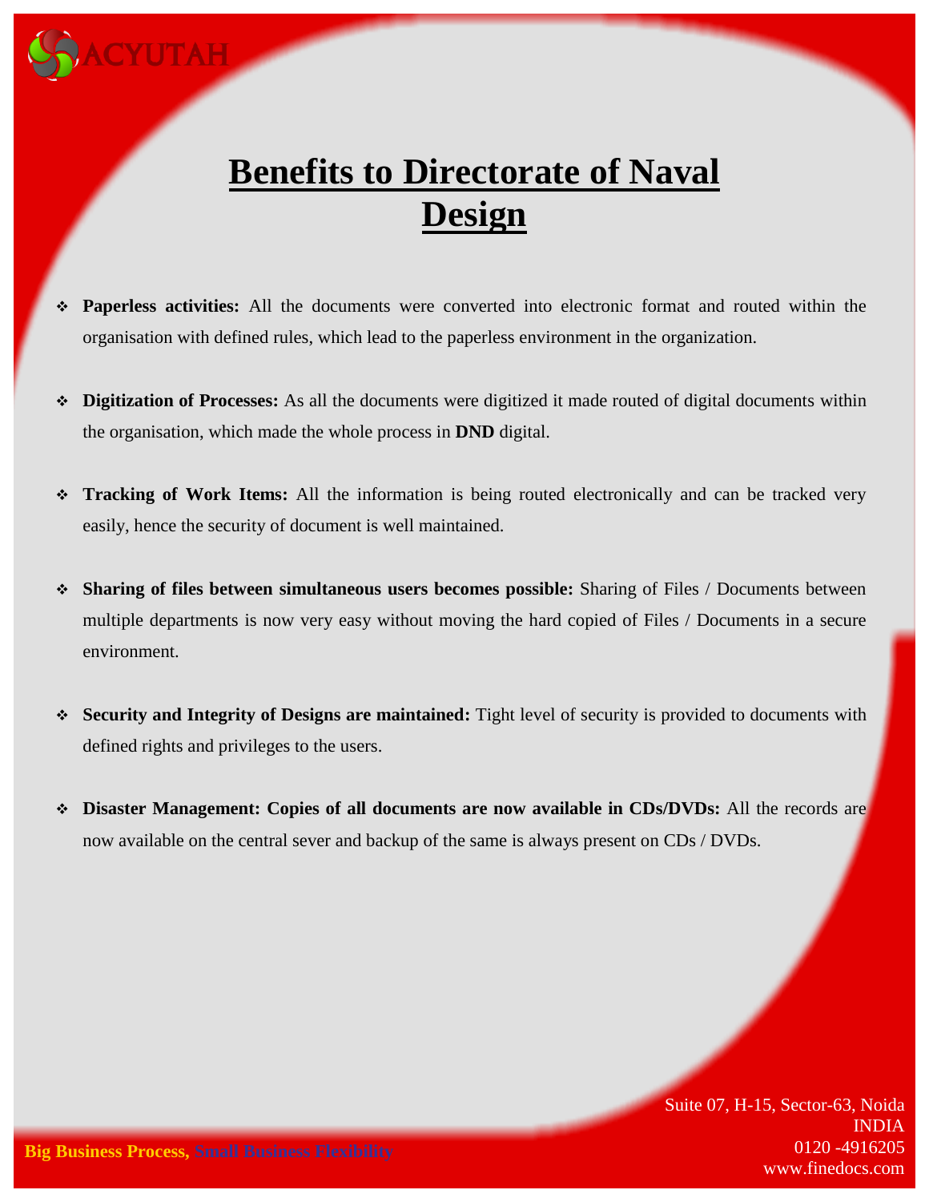ACYUTAH

# Benefits to Directorate of Naval Design

- **Paperless activities:** All the documents were converted into electronic format and routed within the organisation with defined rules, which lead to the paperless environment in the organization.

- **Digitization of Processes:** As all the documents were digitized it made routed of digital documents within the organisation, which made the whole process in **DND** digital.

- **Tracking of Work Items:** All the information is being routed electronically and can be tracked very easily, hence the security of document is well maintained.

- **Sharing of files between simultaneous users becomes possible:** Sharing of Files / Documents between multiple departments is now very easy without moving the hard copied of Files / Documents in a secure environment.

- **Security and Integrity of Designs are maintained:** Tight level of security is provided to documents with defined rights and privileges to the users.

- **Disaster Management: Copies of all documents are now available in CDs/DVDs:** All the records are now available on the central sever and backup of the same is always present on CDs / DVDs.

**Big Business Process, Small Business Flexibility**

Suite 07, H-15, Sector-63, Noida
INDIA
0120 -4916205
www.finedocs.com